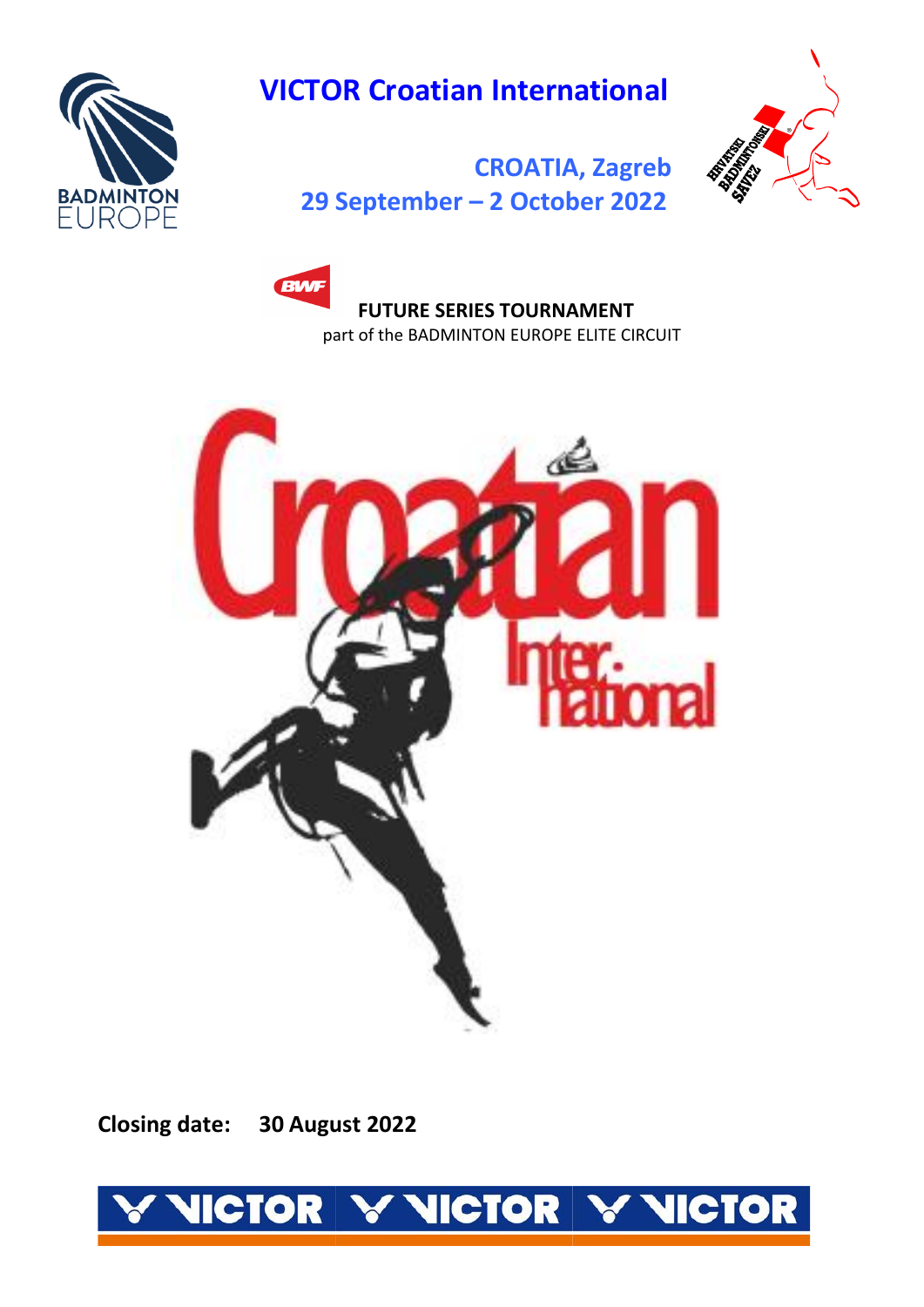# VICTOR Croatian International

**CROATIA, Zagreb**
**29 September – 2 October 2022**

**FUTURE SERIES TOURNAMENT**
part of the BADMINTON EUROPE ELITE CIRCUIT

**Closing date: 30 August 2022**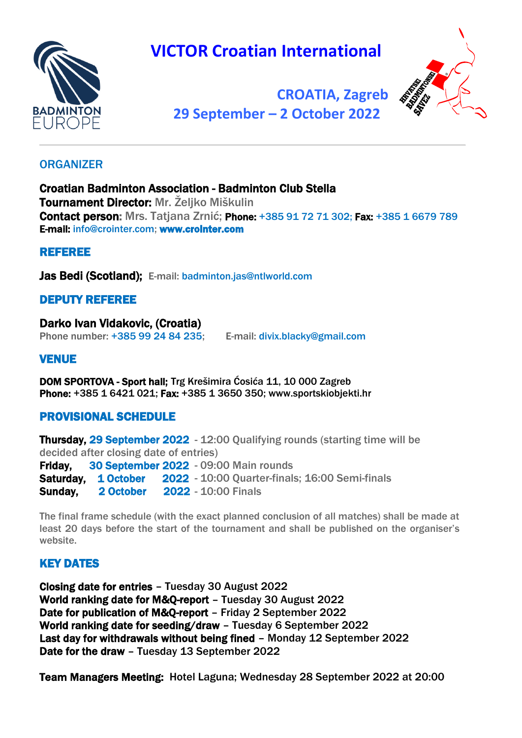# VICTOR Croatian International

## CROATIA, Zagreb
## 29 September – 2 October 2022

---

### ORGANIZER

**Croatian Badminton Association - Badminton Club Stella**
**Tournament Director:** Mr. Željko Miškulin
**Contact person:** Mrs. Tatjana Zrnić; **Phone:** +385 91 72 71 302; **Fax:** +385 1 6679 789
**E-mail:** info@crointer.com; **www.crointer.com**

### REFEREE

**Jas Bedi (Scotland);** E-mail: badminton.jas@ntlworld.com

### DEPUTY REFEREE

**Darko Ivan Vidakovic, (Croatia)**
Phone number: +385 99 24 84 235; E-mail: divix.blacky@gmail.com

### VENUE

**DOM SPORTOVA - Sport hall;** Trg Krešimira Ćosića 11, 10 000 Zagreb
**Phone:** +385 1 6421 021; **Fax:** +385 1 3650 350; www.sportskiobjekti.hr

### PROVISIONAL SCHEDULE

**Thursday, 29 September 2022** - 12:00 Qualifying rounds (starting time will be decided after closing date of entries)
**Friday, 30 September 2022** - 09:00 Main rounds
**Saturday, 1 October 2022** - 10:00 Quarter-finals; 16:00 Semi-finals
**Sunday, 2 October 2022** - 10:00 Finals

The final frame schedule (with the exact planned conclusion of all matches) shall be made at least 20 days before the start of the tournament and shall be published on the organiser's website.

### KEY DATES

**Closing date for entries** – Tuesday 30 August 2022
**World ranking date for M&Q-report** – Tuesday 30 August 2022
**Date for publication of M&Q-report** – Friday 2 September 2022
**World ranking date for seeding/draw** – Tuesday 6 September 2022
**Last day for withdrawals without being fined** – Monday 12 September 2022
**Date for the draw** – Tuesday 13 September 2022

**Team Managers Meeting:** Hotel Laguna; Wednesday 28 September 2022 at 20:00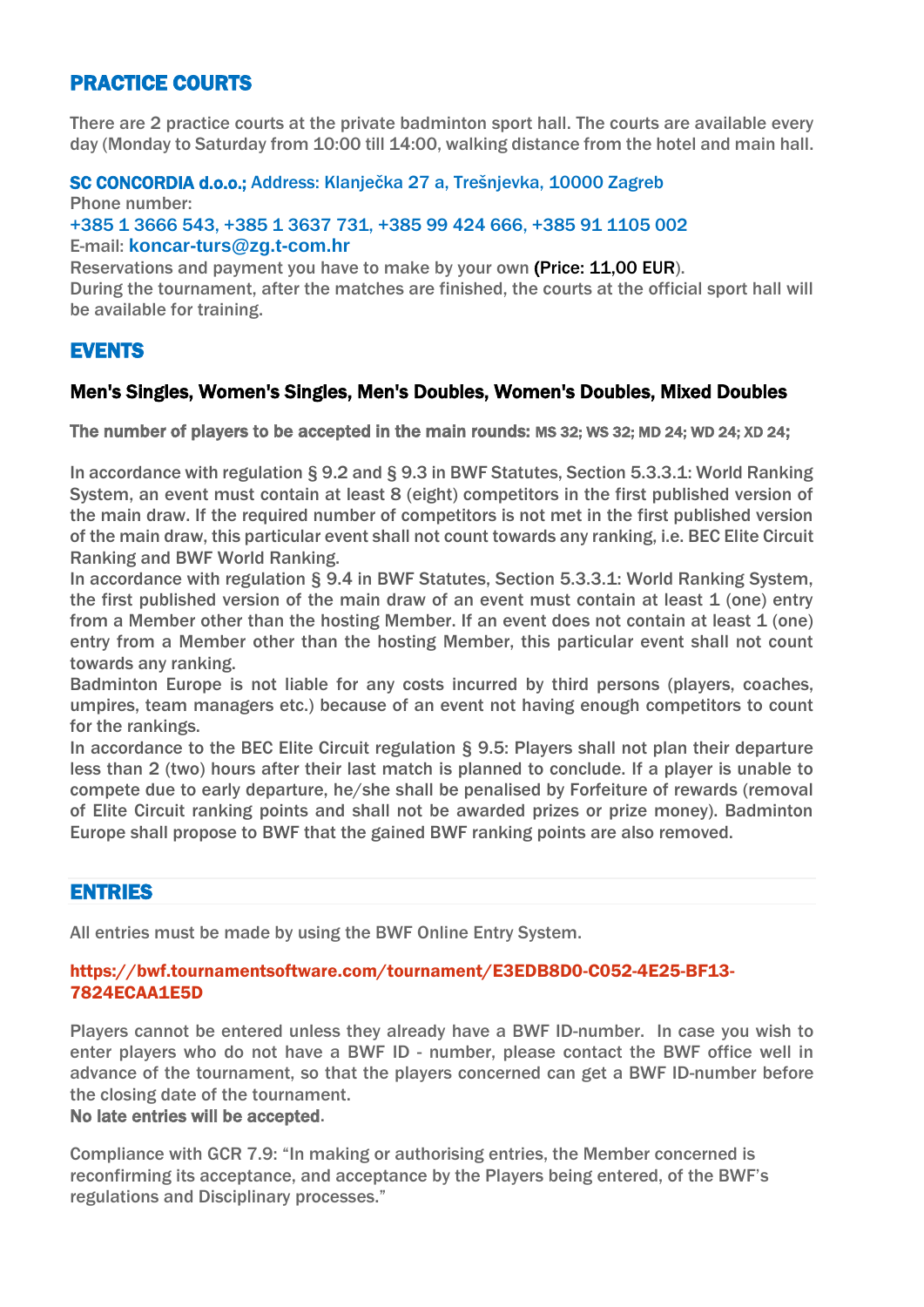## PRACTICE COURTS

There are 2 practice courts at the private badminton sport hall. The courts are available every day (Monday to Saturday from 10:00 till 14:00, walking distance from the hotel and main hall.

**SC CONCORDIA d.o.o.;** Address: Klanječka 27 a, Trešnjevka, 10000 Zagreb
Phone number:
+385 1 3666 543, +385 1 3637 731, +385 99 424 666, +385 91 1105 002
E-mail: koncar-turs@zg.t-com.hr
Reservations and payment you have to make by your own (Price: 11,00 EUR).
During the tournament, after the matches are finished, the courts at the official sport hall will be available for training.

## EVENTS

### Men's Singles, Women's Singles, Men's Doubles, Women's Doubles, Mixed Doubles

**The number of players to be accepted in the main rounds: MS 32; WS 32; MD 24; WD 24; XD 24;**

In accordance with regulation § 9.2 and § 9.3 in BWF Statutes, Section 5.3.3.1: World Ranking System, an event must contain at least 8 (eight) competitors in the first published version of the main draw. If the required number of competitors is not met in the first published version of the main draw, this particular event shall not count towards any ranking, i.e. BEC Elite Circuit Ranking and BWF World Ranking.
In accordance with regulation § 9.4 in BWF Statutes, Section 5.3.3.1: World Ranking System, the first published version of the main draw of an event must contain at least 1 (one) entry from a Member other than the hosting Member. If an event does not contain at least 1 (one) entry from a Member other than the hosting Member, this particular event shall not count towards any ranking.
Badminton Europe is not liable for any costs incurred by third persons (players, coaches, umpires, team managers etc.) because of an event not having enough competitors to count for the rankings.
In accordance to the BEC Elite Circuit regulation § 9.5: Players shall not plan their departure less than 2 (two) hours after their last match is planned to conclude. If a player is unable to compete due to early departure, he/she shall be penalised by Forfeiture of rewards (removal of Elite Circuit ranking points and shall not be awarded prizes or prize money). Badminton Europe shall propose to BWF that the gained BWF ranking points are also removed.

## ENTRIES

All entries must be made by using the BWF Online Entry System.

**https://bwf.tournamentsoftware.com/tournament/E3EDB8D0-C052-4E25-BF13-7824ECAA1E5D**

Players cannot be entered unless they already have a BWF ID-number. In case you wish to enter players who do not have a BWF ID - number, please contact the BWF office well in advance of the tournament, so that the players concerned can get a BWF ID-number before the closing date of the tournament.
**No late entries will be accepted**.

Compliance with GCR 7.9: "In making or authorising entries, the Member concerned is reconfirming its acceptance, and acceptance by the Players being entered, of the BWF's regulations and Disciplinary processes."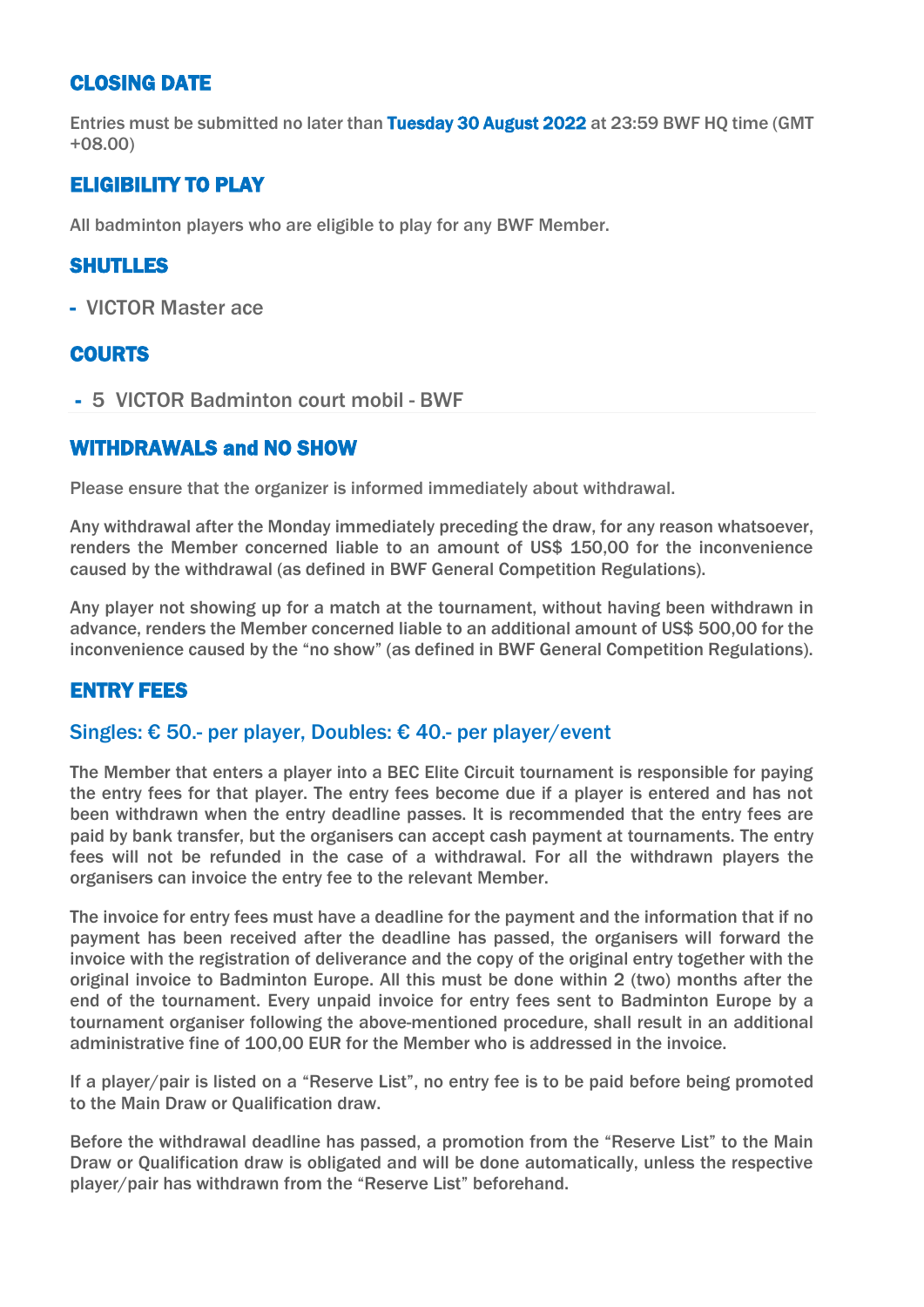## CLOSING DATE

Entries must be submitted no later than **Tuesday 30 August 2022** at 23:59 BWF HQ time (GMT +08.00)

## ELIGIBILITY TO PLAY

All badminton players who are eligible to play for any BWF Member.

## SHUTLLES

- VICTOR Master ace

## COURTS

- 5 VICTOR Badminton court mobil - BWF

## WITHDRAWALS and NO SHOW

Please ensure that the organizer is informed immediately about withdrawal.

Any withdrawal after the Monday immediately preceding the draw, for any reason whatsoever, renders the Member concerned liable to an amount of US$ 150,00 for the inconvenience caused by the withdrawal (as defined in BWF General Competition Regulations).

Any player not showing up for a match at the tournament, without having been withdrawn in advance, renders the Member concerned liable to an additional amount of US$ 500,00 for the inconvenience caused by the "no show" (as defined in BWF General Competition Regulations).

## ENTRY FEES

### Singles: € 50.- per player, Doubles: € 40.- per player/event

The Member that enters a player into a BEC Elite Circuit tournament is responsible for paying the entry fees for that player. The entry fees become due if a player is entered and has not been withdrawn when the entry deadline passes. It is recommended that the entry fees are paid by bank transfer, but the organisers can accept cash payment at tournaments. The entry fees will not be refunded in the case of a withdrawal. For all the withdrawn players the organisers can invoice the entry fee to the relevant Member.

The invoice for entry fees must have a deadline for the payment and the information that if no payment has been received after the deadline has passed, the organisers will forward the invoice with the registration of deliverance and the copy of the original entry together with the original invoice to Badminton Europe. All this must be done within 2 (two) months after the end of the tournament. Every unpaid invoice for entry fees sent to Badminton Europe by a tournament organiser following the above-mentioned procedure, shall result in an additional administrative fine of 100,00 EUR for the Member who is addressed in the invoice.

If a player/pair is listed on a "Reserve List", no entry fee is to be paid before being promoted to the Main Draw or Qualification draw.

Before the withdrawal deadline has passed, a promotion from the "Reserve List" to the Main Draw or Qualification draw is obligated and will be done automatically, unless the respective player/pair has withdrawn from the "Reserve List" beforehand.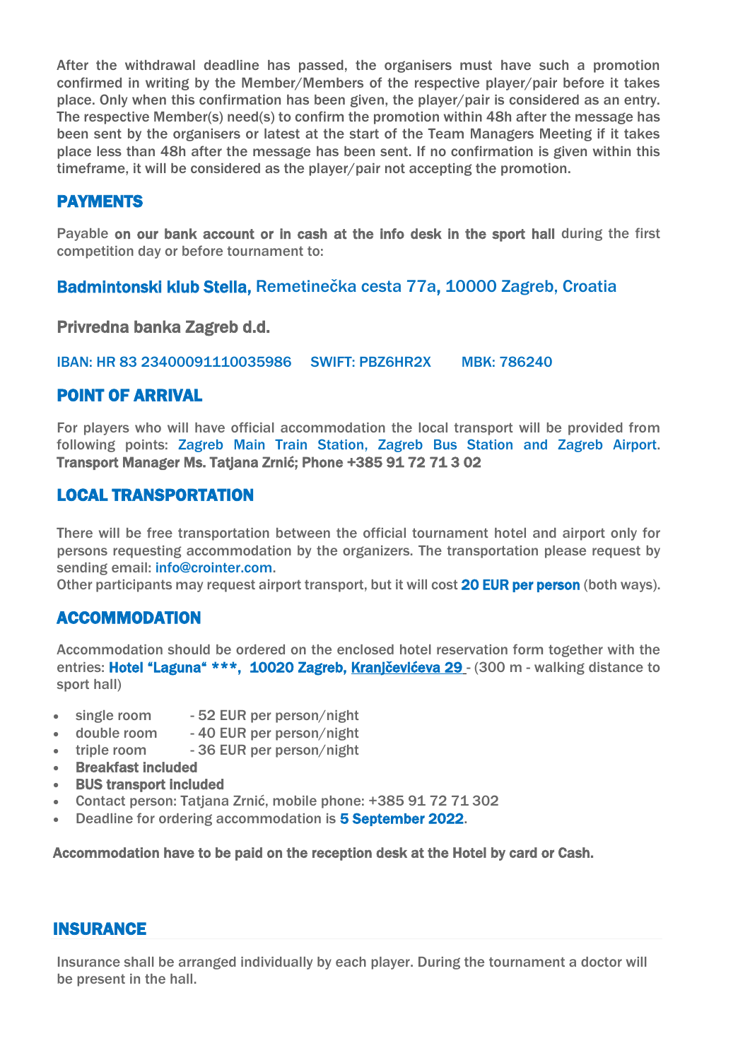After the withdrawal deadline has passed, the organisers must have such a promotion confirmed in writing by the Member/Members of the respective player/pair before it takes place. Only when this confirmation has been given, the player/pair is considered as an entry. The respective Member(s) need(s) to confirm the promotion within 48h after the message has been sent by the organisers or latest at the start of the Team Managers Meeting if it takes place less than 48h after the message has been sent. If no confirmation is given within this timeframe, it will be considered as the player/pair not accepting the promotion.

## PAYMENTS

Payable **on our bank account or in cash at the info desk in the sport hall** during the first competition day or before tournament to:

**Badmintonski klub Stella,** Remetinečka cesta 77a, 10000 Zagreb, Croatia

**Privredna banka Zagreb d.d.**

IBAN: HR 83 23400091110035986 SWIFT: PBZ6HR2X MBK: 786240

## POINT OF ARRIVAL

For players who will have official accommodation the local transport will be provided from following points: Zagreb Main Train Station, Zagreb Bus Station and Zagreb Airport. **Transport Manager Ms. Tatjana Zrnić; Phone +385 91 72 71 3 02**

## LOCAL TRANSPORTATION

There will be free transportation between the official tournament hotel and airport only for persons requesting accommodation by the organizers. The transportation please request by sending email: info@crointer.com.
Other participants may request airport transport, but it will cost **20 EUR per person** (both ways).

## ACCOMMODATION

Accommodation should be ordered on the enclosed hotel reservation form together with the entries: **Hotel "Laguna" \*\*\*, 10020 Zagreb, Kranjčevićeva 29** - (300 m - walking distance to sport hall)

- single room - 52 EUR per person/night
- double room - 40 EUR per person/night
- triple room - 36 EUR per person/night
- **Breakfast included**
- **BUS transport included**
- Contact person: Tatjana Zrnić, mobile phone: +385 91 72 71 302
- Deadline for ordering accommodation is **5 September 2022**.

**Accommodation have to be paid on the reception desk at the Hotel by card or Cash.**

## INSURANCE

Insurance shall be arranged individually by each player. During the tournament a doctor will be present in the hall.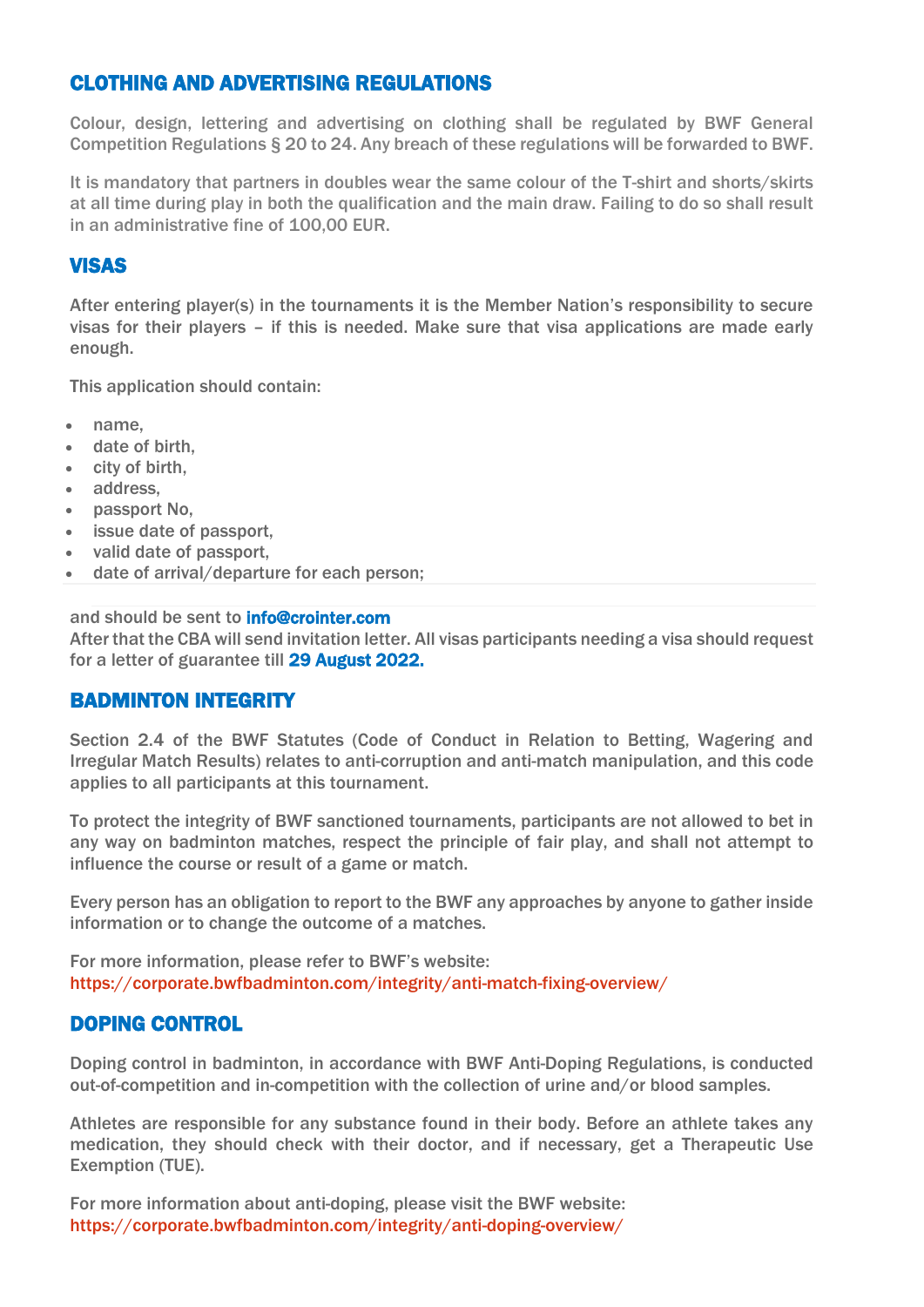## CLOTHING AND ADVERTISING REGULATIONS

Colour, design, lettering and advertising on clothing shall be regulated by BWF General Competition Regulations § 20 to 24. Any breach of these regulations will be forwarded to BWF.

It is mandatory that partners in doubles wear the same colour of the T-shirt and shorts/skirts at all time during play in both the qualification and the main draw. Failing to do so shall result in an administrative fine of 100,00 EUR.

## VISAS

After entering player(s) in the tournaments it is the Member Nation's responsibility to secure visas for their players – if this is needed. Make sure that visa applications are made early enough.

This application should contain:

- name,
- date of birth,
- city of birth,
- address,
- passport No,
- issue date of passport,
- valid date of passport,
- date of arrival/departure for each person;

and should be sent to **info@crointer.com**
After that the CBA will send invitation letter. All visas participants needing a visa should request for a letter of guarantee till **29 August 2022.**

## BADMINTON INTEGRITY

Section 2.4 of the BWF Statutes (Code of Conduct in Relation to Betting, Wagering and Irregular Match Results) relates to anti-corruption and anti-match manipulation, and this code applies to all participants at this tournament.

To protect the integrity of BWF sanctioned tournaments, participants are not allowed to bet in any way on badminton matches, respect the principle of fair play, and shall not attempt to influence the course or result of a game or match.

Every person has an obligation to report to the BWF any approaches by anyone to gather inside information or to change the outcome of a matches.

For more information, please refer to BWF's website:
https://corporate.bwfbadminton.com/integrity/anti-match-fixing-overview/

## DOPING CONTROL

Doping control in badminton, in accordance with BWF Anti-Doping Regulations, is conducted out-of-competition and in-competition with the collection of urine and/or blood samples.

Athletes are responsible for any substance found in their body. Before an athlete takes any medication, they should check with their doctor, and if necessary, get a Therapeutic Use Exemption (TUE).

For more information about anti-doping, please visit the BWF website:
https://corporate.bwfbadminton.com/integrity/anti-doping-overview/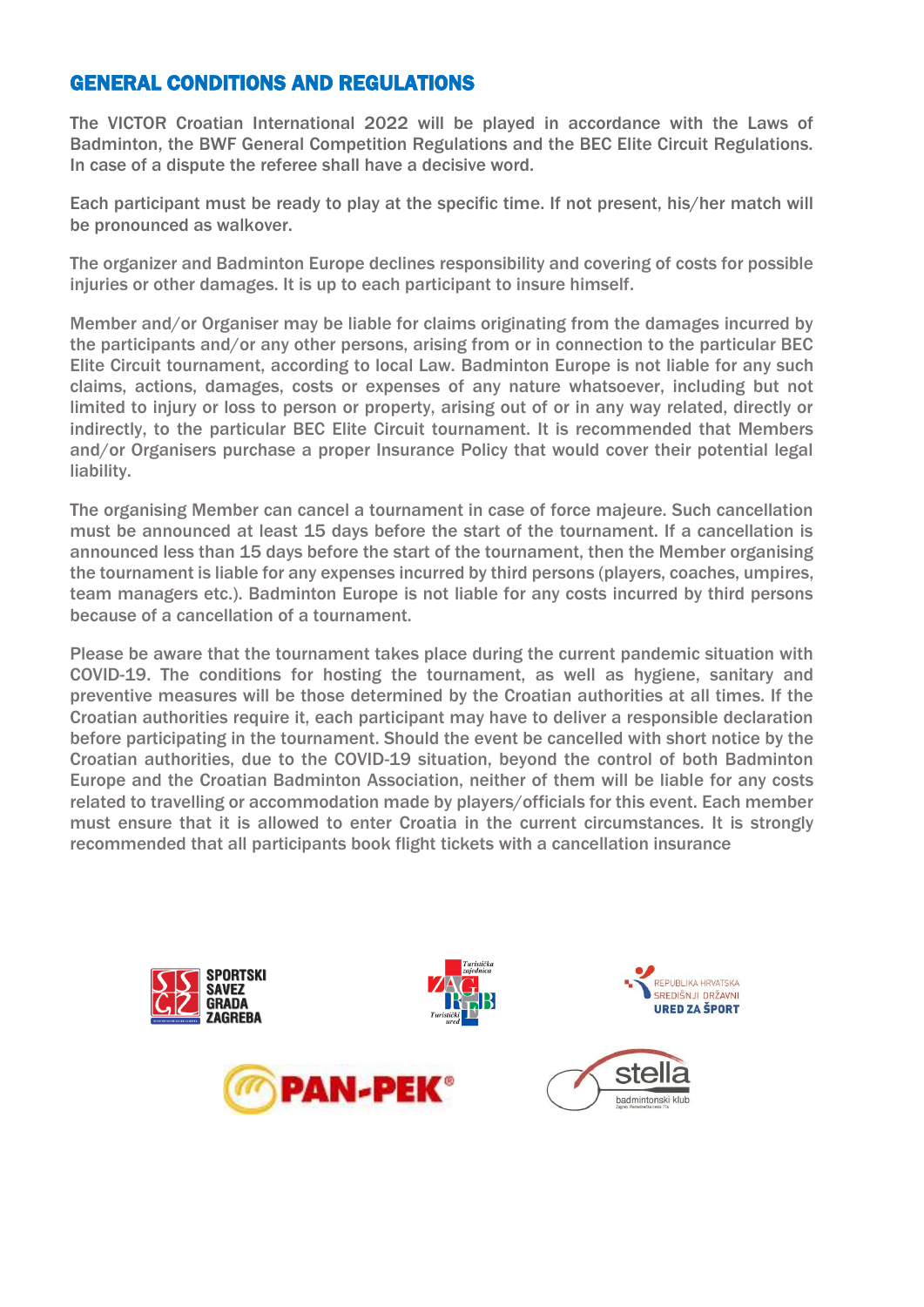## GENERAL CONDITIONS AND REGULATIONS

The VICTOR Croatian International 2022 will be played in accordance with the Laws of Badminton, the BWF General Competition Regulations and the BEC Elite Circuit Regulations. In case of a dispute the referee shall have a decisive word.

Each participant must be ready to play at the specific time. If not present, his/her match will be pronounced as walkover.

The organizer and Badminton Europe declines responsibility and covering of costs for possible injuries or other damages. It is up to each participant to insure himself.

Member and/or Organiser may be liable for claims originating from the damages incurred by the participants and/or any other persons, arising from or in connection to the particular BEC Elite Circuit tournament, according to local Law. Badminton Europe is not liable for any such claims, actions, damages, costs or expenses of any nature whatsoever, including but not limited to injury or loss to person or property, arising out of or in any way related, directly or indirectly, to the particular BEC Elite Circuit tournament. It is recommended that Members and/or Organisers purchase a proper Insurance Policy that would cover their potential legal liability.

The organising Member can cancel a tournament in case of force majeure. Such cancellation must be announced at least 15 days before the start of the tournament. If a cancellation is announced less than 15 days before the start of the tournament, then the Member organising the tournament is liable for any expenses incurred by third persons (players, coaches, umpires, team managers etc.). Badminton Europe is not liable for any costs incurred by third persons because of a cancellation of a tournament.

Please be aware that the tournament takes place during the current pandemic situation with COVID-19. The conditions for hosting the tournament, as well as hygiene, sanitary and preventive measures will be those determined by the Croatian authorities at all times. If the Croatian authorities require it, each participant may have to deliver a responsible declaration before participating in the tournament. Should the event be cancelled with short notice by the Croatian authorities, due to the COVID-19 situation, beyond the control of both Badminton Europe and the Croatian Badminton Association, neither of them will be liable for any costs related to travelling or accommodation made by players/officials for this event. Each member must ensure that it is allowed to enter Croatia in the current circumstances. It is strongly recommended that all participants book flight tickets with a cancellation insurance